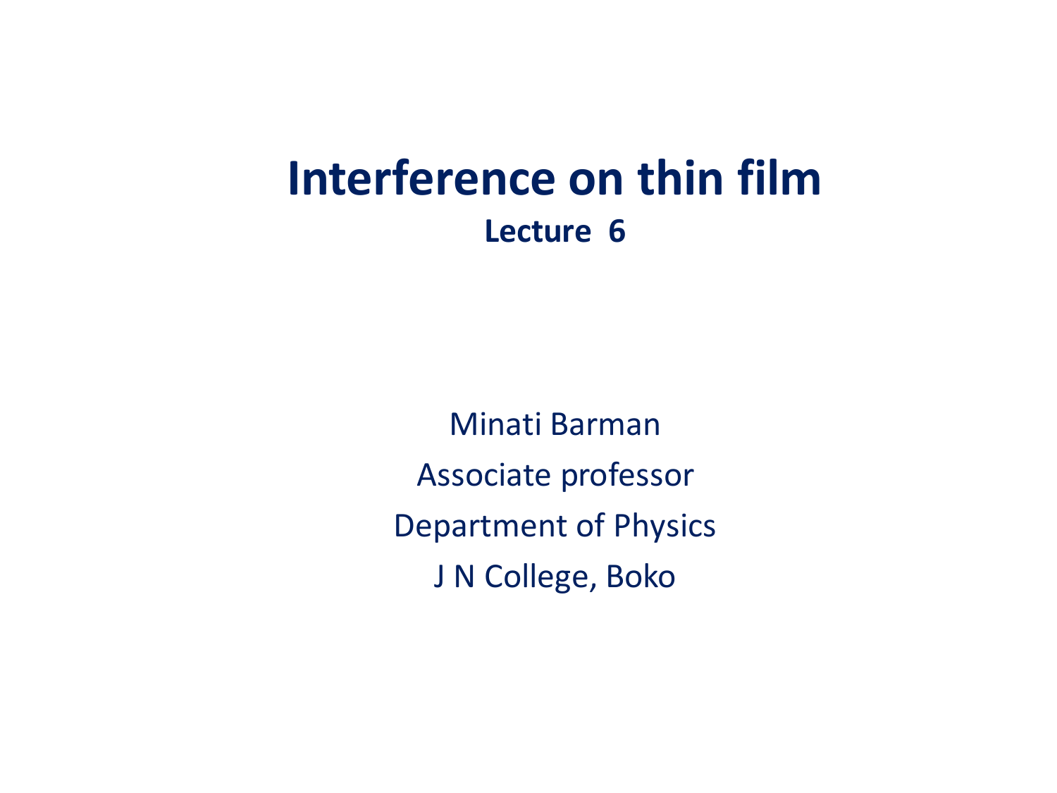# Interference on thin film

**Lecture 6**

Minati Barman

Associate professor

Department of Physics

J N College, Boko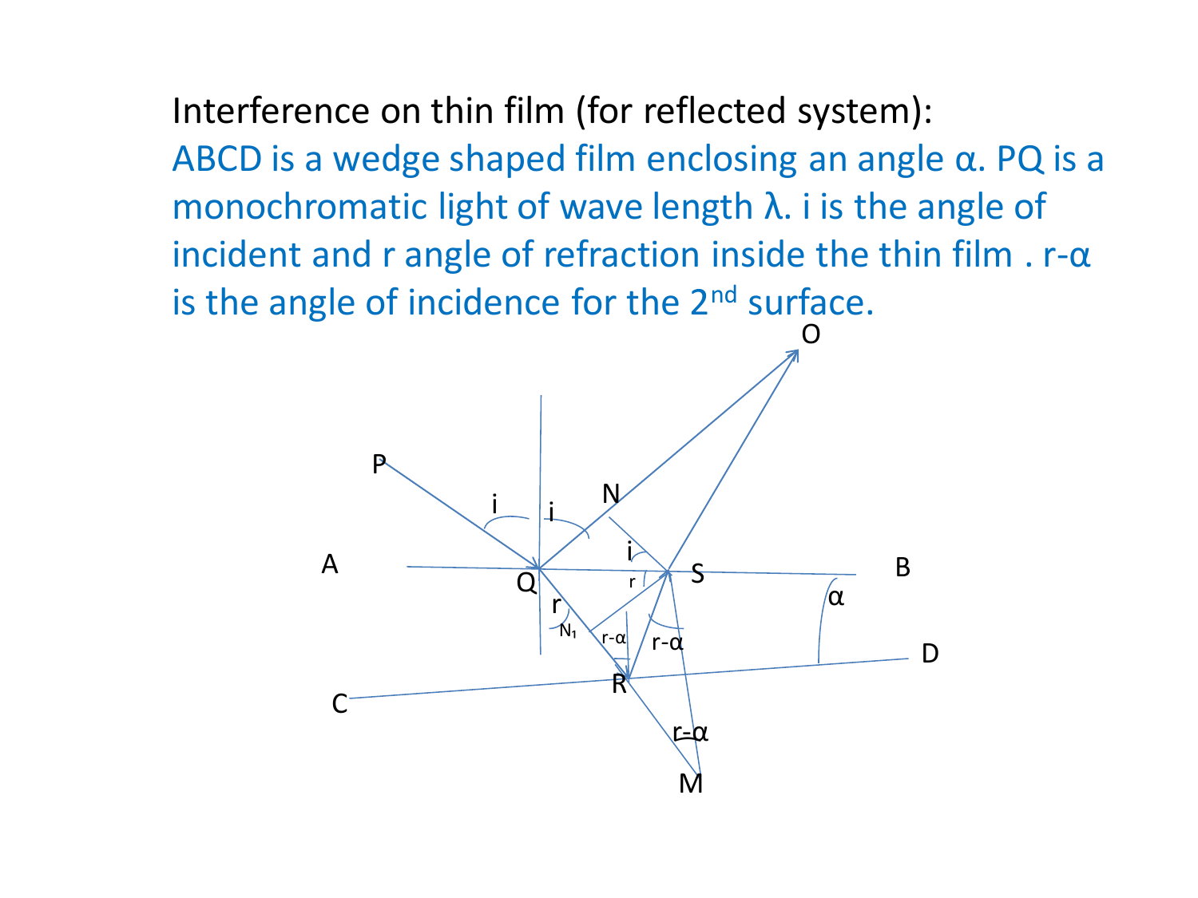Interference on thin film (for reflected system):

ABCD is a wedge shaped film enclosing an angle $\alpha$. PQ is a monochromatic light of wave length $\lambda$. i is the angle of incident and r angle of refraction inside the thin film . $r-\alpha$ is the angle of incidence for the 2nd surface.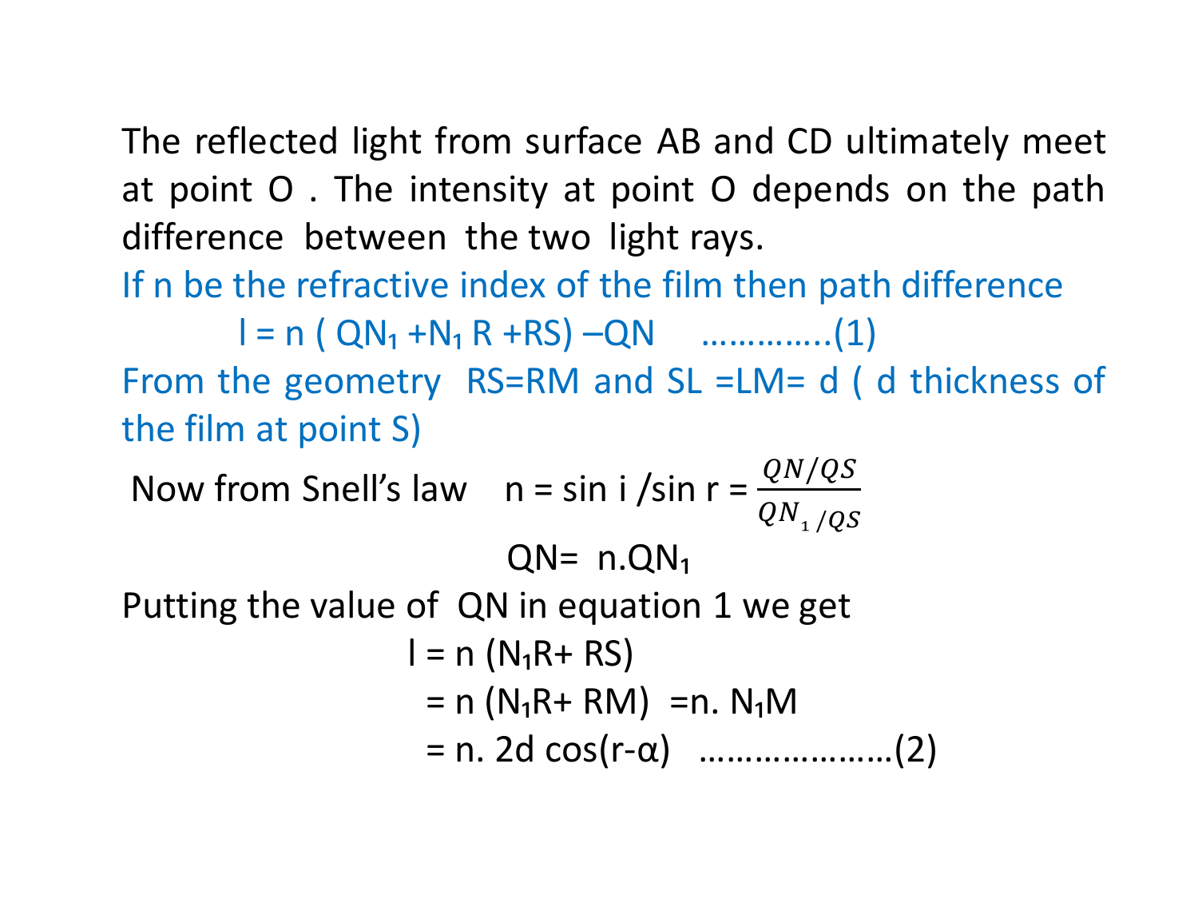The reflected light from surface AB and CD ultimately meet at point O . The intensity at point O depends on the path difference between the two light rays.

If n be the refractive index of the film then path difference

$$l = n\,(QN_1 + N_1R + RS) - QN \quad \ldots\ldots\ldots\ldots(1)$$

From the geometry $RS = RM$ and $SL = LM = d$ ( d thickness of the film at point S)

Now from Snell's law $\quad n = \sin i / \sin r = \dfrac{QN/QS}{QN_1/QS}$

$$QN = n.QN_1$$

Putting the value of QN in equation 1 we get

$$l = n\,(N_1R + RS)$$

$$= n\,(N_1R + RM) = n.\,N_1M$$

$$= n.\,2d\cos(r-\alpha) \quad \ldots\ldots\ldots\ldots\ldots\ldots(2)$$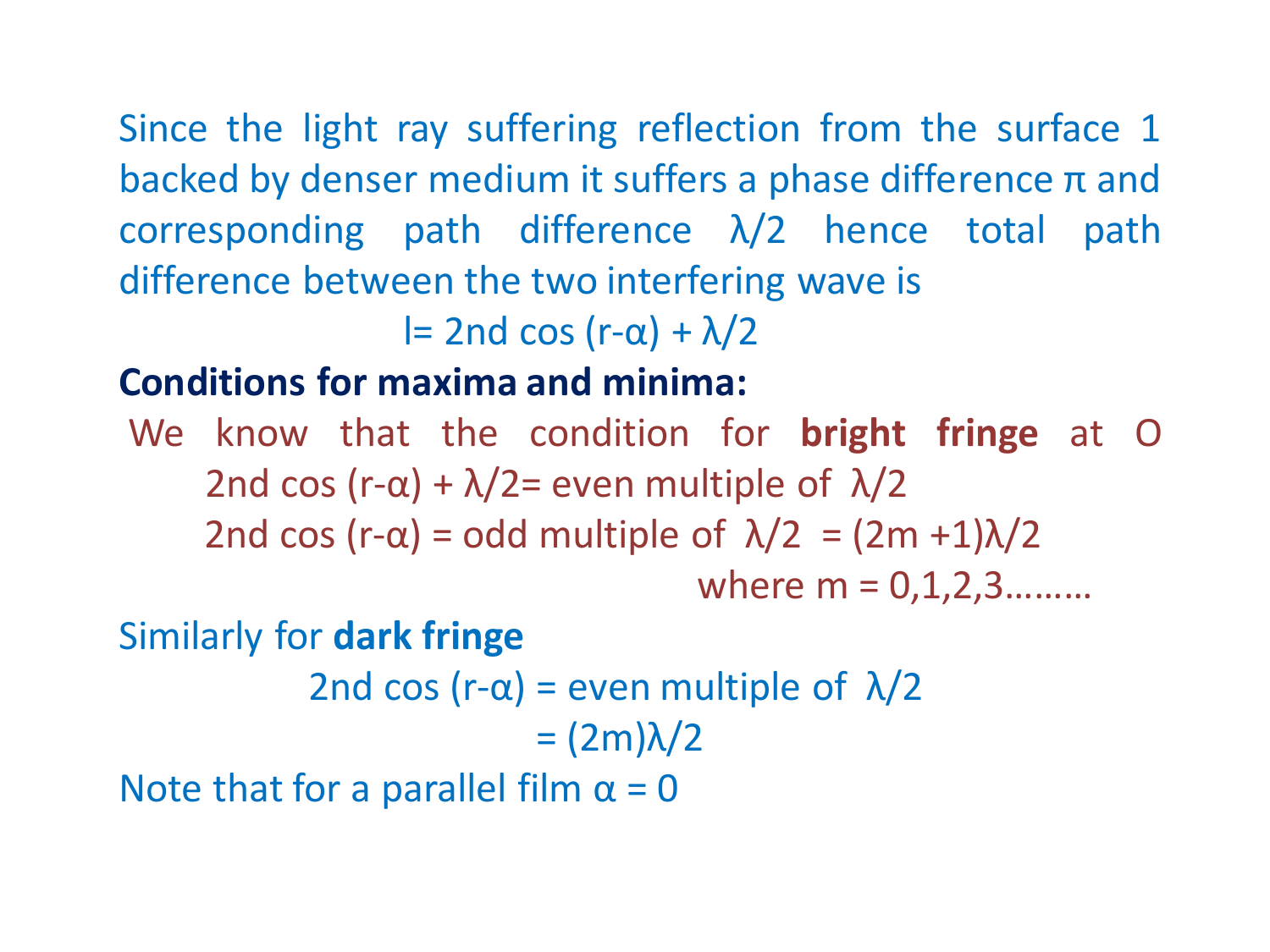Since the light ray suffering reflection from the surface 1 backed by denser medium it suffers a phase difference $\pi$ and corresponding path difference $\lambda/2$ hence total path difference between the two interfering wave is

$$l = 2nd \cos(r-\alpha) + \lambda/2$$

**Conditions for maxima and minima:**

We know that the condition for **bright fringe** at O

$$2nd \cos(r-\alpha) + \lambda/2 = \text{even multiple of } \lambda/2$$

$$2nd \cos(r-\alpha) = \text{odd multiple of } \lambda/2 = (2m+1)\lambda/2$$

where $m = 0,1,2,3\ldots\ldots\ldots$

Similarly for **dark fringe**

$$2nd \cos(r-\alpha) = \text{even multiple of } \lambda/2$$

$$= (2m)\lambda/2$$

Note that for a parallel film $\alpha = 0$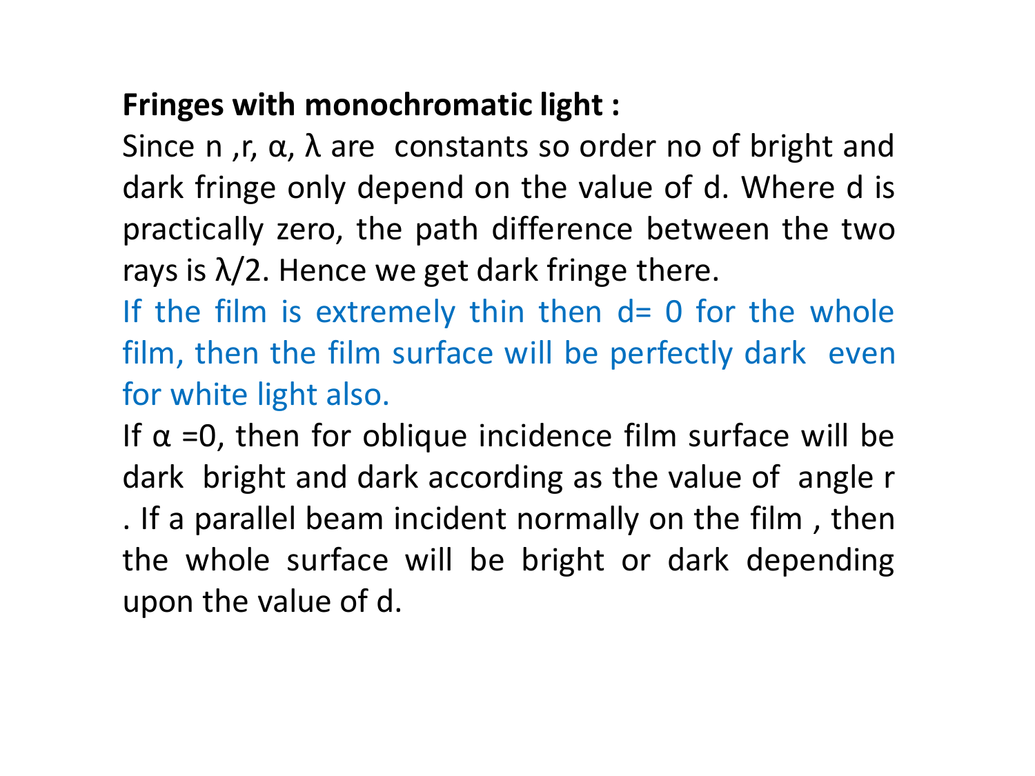**Fringes with monochromatic light :**

Since n ,r, $\alpha$, $\lambda$ are constants so order no of bright and dark fringe only depend on the value of d. Where d is practically zero, the path difference between the two rays is $\lambda/2$. Hence we get dark fringe there.

If the film is extremely thin then d= 0 for the whole film, then the film surface will be perfectly dark even for white light also.

If $\alpha$ =0, then for oblique incidence film surface will be dark bright and dark according as the value of angle r . If a parallel beam incident normally on the film , then the whole surface will be bright or dark depending upon the value of d.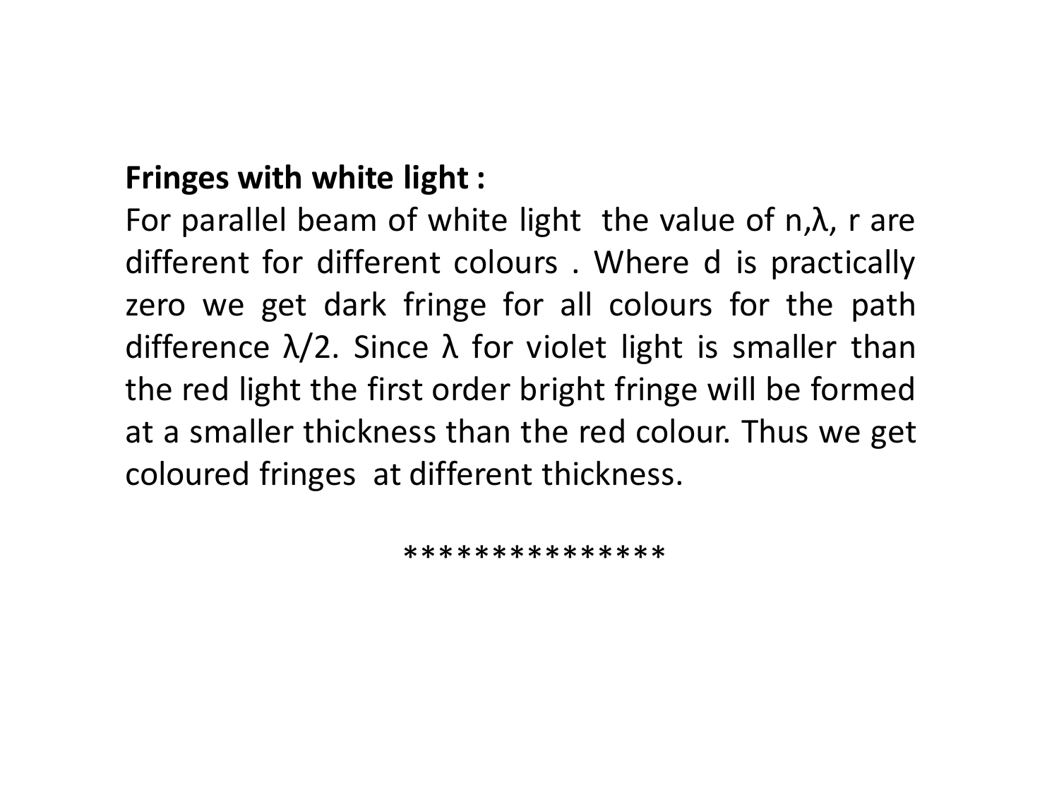**Fringes with white light :**

For parallel beam of white light the value of n,$\lambda$, r are different for different colours . Where d is practically zero we get dark fringe for all colours for the path difference $\lambda/2$. Since $\lambda$ for violet light is smaller than the red light the first order bright fringe will be formed at a smaller thickness than the red colour. Thus we get coloured fringes at different thickness.

***************